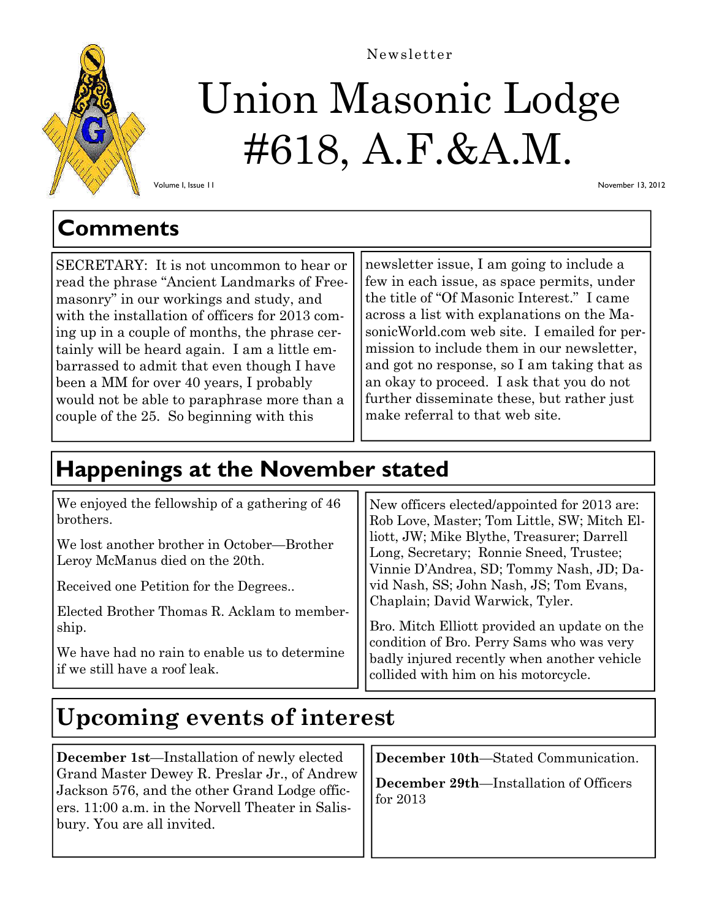Newsletter

# Union Masonic Lodge #618, A.F.&A.M.

Volume I, Issue 11 — November 13, 2012

## Comments

SECRETARY: It is not uncommon to hear or read the phrase "Ancient Landmarks of Freemasonry" in our workings and study, and with the installation of officers for 2013 coming up in a couple of months, the phrase certainly will be heard again. I am a little embarrassed to admit that even though I have been a MM for over 40 years, I probably would not be able to paraphrase more than a couple of the 25. So beginning with this newsletter issue, I am going to include a few in each issue, as space permits, under the title of "Of Masonic Interest." I came across a list with explanations on the MasonicWorld.com web site. I emailed for permission to include them in our newsletter, and got no response, so I am taking that as an okay to proceed. I ask that you do not further disseminate these, but rather just make referral to that web site.

## Happenings at the November stated

We enjoyed the fellowship of a gathering of 46 brothers.

We lost another brother in October—Brother Leroy McManus died on the 20th.

Received one Petition for the Degrees..

Elected Brother Thomas R. Acklam to membership.

We have had no rain to enable us to determine if we still have a roof leak.

New officers elected/appointed for 2013 are: Rob Love, Master; Tom Little, SW; Mitch Elliott, JW; Mike Blythe, Treasurer; Darrell Long, Secretary; Ronnie Sneed, Trustee; Vinnie D'Andrea, SD; Tommy Nash, JD; David Nash, SS; John Nash, JS; Tom Evans, Chaplain; David Warwick, Tyler.

Bro. Mitch Elliott provided an update on the condition of Bro. Perry Sams who was very badly injured recently when another vehicle collided with him on his motorcycle.

## Upcoming events of interest

**December 1st**—Installation of newly elected Grand Master Dewey R. Preslar Jr., of Andrew Jackson 576, and the other Grand Lodge officers. 11:00 a.m. in the Norvell Theater in Salisbury. You are all invited.

**December 10th**—Stated Communication.

**December 29th**—Installation of Officers for 2013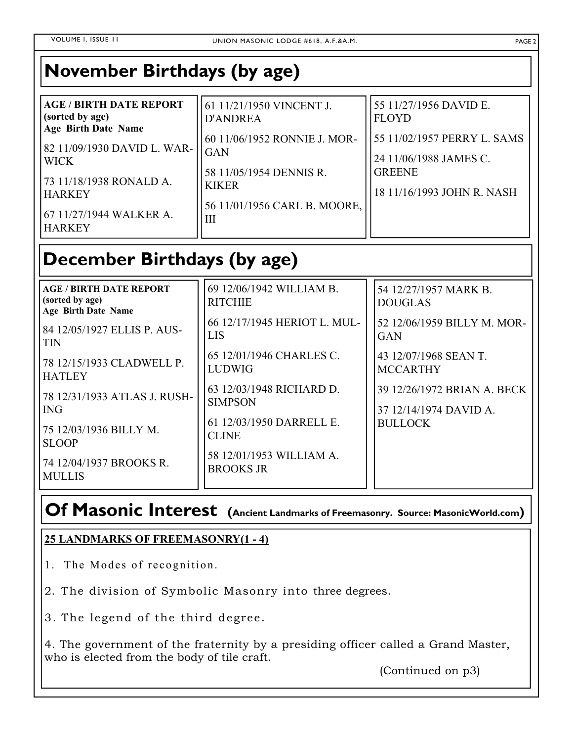# November Birthdays (by age)

**AGE / BIRTH DATE REPORT**
**(sorted by age)**
**Age Birth Date Name**

82 11/09/1930 DAVID L. WARWICK

73 11/18/1938 RONALD A. HARKEY

67 11/27/1944 WALKER A. HARKEY

61 11/21/1950 VINCENT J. D'ANDREA

60 11/06/1952 RONNIE J. MORGAN

58 11/05/1954 DENNIS R. KIKER

56 11/01/1956 CARL B. MOORE, III

55 11/27/1956 DAVID E. FLOYD

55 11/02/1957 PERRY L. SAMS

24 11/06/1988 JAMES C. GREENE

18 11/16/1993 JOHN R. NASH

# December Birthdays (by age)

**AGE / BIRTH DATE REPORT**
**(sorted by age)**
**Age Birth Date Name**

84 12/05/1927 ELLIS P. AUSTIN

78 12/15/1933 CLADWELL P. HATLEY

78 12/31/1933 ATLAS J. RUSHING

75 12/03/1936 BILLY M. SLOOP

74 12/04/1937 BROOKS R. MULLIS

69 12/06/1942 WILLIAM B. RITCHIE

66 12/17/1945 HERIOT L. MULLIS

65 12/01/1946 CHARLES C. LUDWIG

63 12/03/1948 RICHARD D. SIMPSON

61 12/03/1950 DARRELL E. CLINE

58 12/01/1953 WILLIAM A. BROOKS JR

54 12/27/1957 MARK B. DOUGLAS

52 12/06/1959 BILLY M. MORGAN

43 12/07/1968 SEAN T. MCCARTHY

39 12/26/1972 BRIAN A. BECK

37 12/14/1974 DAVID A. BULLOCK

# Of Masonic Interest (Ancient Landmarks of Freemasonry. Source: MasonicWorld.com)

**25 LANDMARKS OF FREEMASONRY(1 - 4)**

1. The Modes of recognition.

2. The division of Symbolic Masonry into three degrees.

3. The legend of the third degree.

4. The government of the fraternity by a presiding officer called a Grand Master, who is elected from the body of tile craft.

(Continued on p3)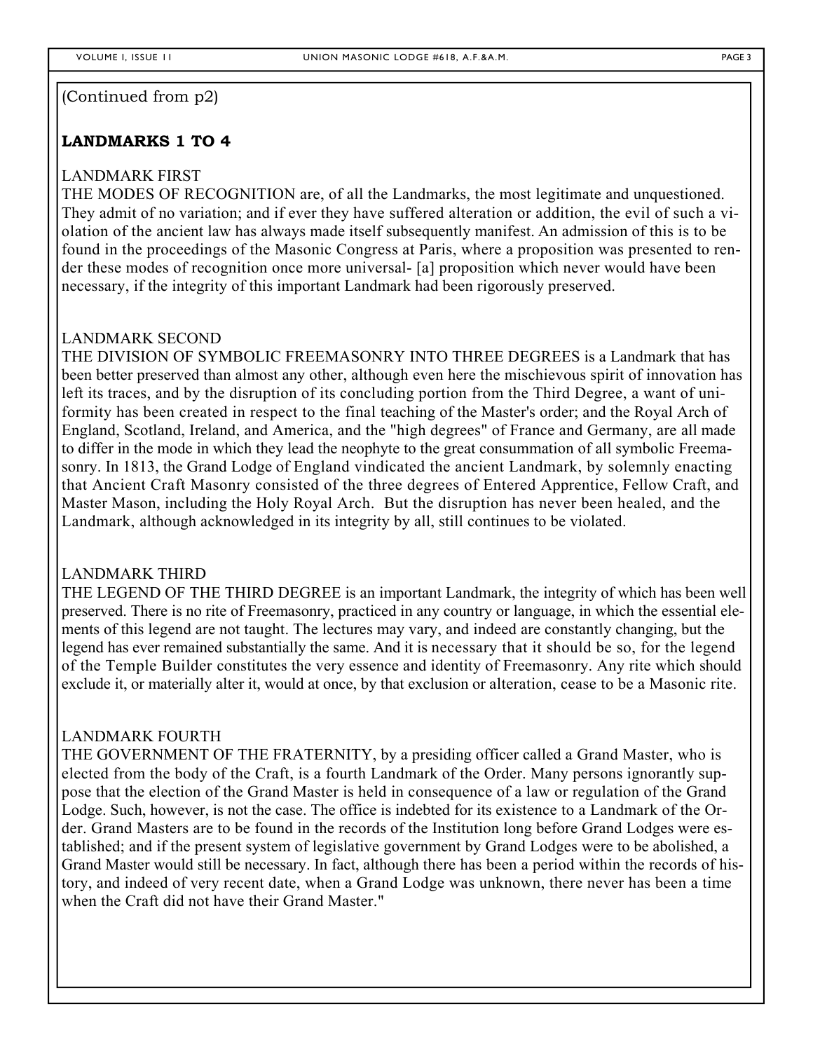(Continued from p2)

## LANDMARKS 1 TO 4

### LANDMARK FIRST

THE MODES OF RECOGNITION are, of all the Landmarks, the most legitimate and unquestioned. They admit of no variation; and if ever they have suffered alteration or addition, the evil of such a violation of the ancient law has always made itself subsequently manifest. An admission of this is to be found in the proceedings of the Masonic Congress at Paris, where a proposition was presented to render these modes of recognition once more universal- [a] proposition which never would have been necessary, if the integrity of this important Landmark had been rigorously preserved.

### LANDMARK SECOND

THE DIVISION OF SYMBOLIC FREEMASONRY INTO THREE DEGREES is a Landmark that has been better preserved than almost any other, although even here the mischievous spirit of innovation has left its traces, and by the disruption of its concluding portion from the Third Degree, a want of uniformity has been created in respect to the final teaching of the Master's order; and the Royal Arch of England, Scotland, Ireland, and America, and the "high degrees" of France and Germany, are all made to differ in the mode in which they lead the neophyte to the great consummation of all symbolic Freemasonry. In 1813, the Grand Lodge of England vindicated the ancient Landmark, by solemnly enacting that Ancient Craft Masonry consisted of the three degrees of Entered Apprentice, Fellow Craft, and Master Mason, including the Holy Royal Arch. But the disruption has never been healed, and the Landmark, although acknowledged in its integrity by all, still continues to be violated.

### LANDMARK THIRD

THE LEGEND OF THE THIRD DEGREE is an important Landmark, the integrity of which has been well preserved. There is no rite of Freemasonry, practiced in any country or language, in which the essential elements of this legend are not taught. The lectures may vary, and indeed are constantly changing, but the legend has ever remained substantially the same. And it is necessary that it should be so, for the legend of the Temple Builder constitutes the very essence and identity of Freemasonry. Any rite which should exclude it, or materially alter it, would at once, by that exclusion or alteration, cease to be a Masonic rite.

### LANDMARK FOURTH

THE GOVERNMENT OF THE FRATERNITY, by a presiding officer called a Grand Master, who is elected from the body of the Craft, is a fourth Landmark of the Order. Many persons ignorantly suppose that the election of the Grand Master is held in consequence of a law or regulation of the Grand Lodge. Such, however, is not the case. The office is indebted for its existence to a Landmark of the Order. Grand Masters are to be found in the records of the Institution long before Grand Lodges were established; and if the present system of legislative government by Grand Lodges were to be abolished, a Grand Master would still be necessary. In fact, although there has been a period within the records of history, and indeed of very recent date, when a Grand Lodge was unknown, there never has been a time when the Craft did not have their Grand Master."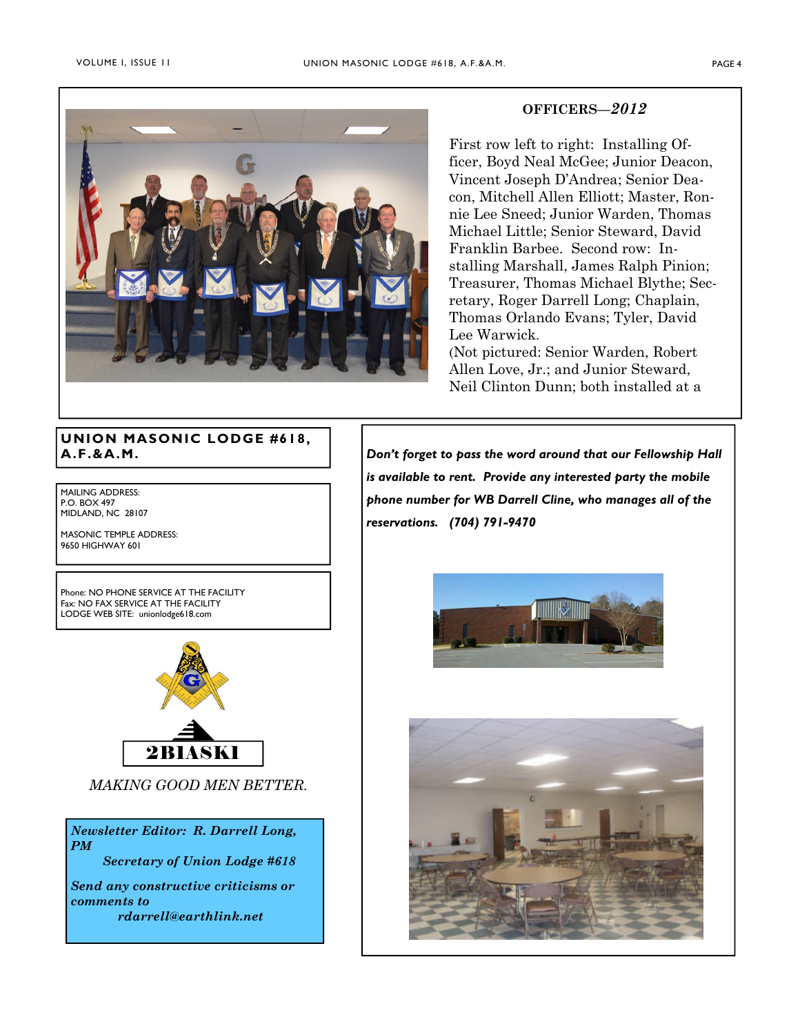## OFFICERS—*2012*

First row left to right: Installing Officer, Boyd Neal McGee; Junior Deacon, Vincent Joseph D'Andrea; Senior Deacon, Mitchell Allen Elliott; Master, Ronnie Lee Sneed; Junior Warden, Thomas Michael Little; Senior Steward, David Franklin Barbee. Second row: Installing Marshall, James Ralph Pinion; Treasurer, Thomas Michael Blythe; Secretary, Roger Darrell Long; Chaplain, Thomas Orlando Evans; Tyler, David Lee Warwick.
(Not pictured: Senior Warden, Robert Allen Love, Jr.; and Junior Steward, Neil Clinton Dunn; both installed at a

**UNION MASONIC LODGE #618, A.F.&A.M.**

MAILING ADDRESS:
P.O. BOX 497
MIDLAND, NC 28107

MASONIC TEMPLE ADDRESS:
9650 HIGHWAY 601

Phone: NO PHONE SERVICE AT THE FACILITY
Fax: NO FAX SERVICE AT THE FACILITY
LODGE WEB SITE: unionlodge618.com

2B1ASK1

*MAKING GOOD MEN BETTER.*

***Newsletter Editor: R. Darrell Long, PM***
***Secretary of Union Lodge #618***

***Send any constructive criticisms or comments to***
***rdarrell@earthlink.net***

***Don't forget to pass the word around that our Fellowship Hall is available to rent. Provide any interested party the mobile phone number for WB Darrell Cline, who manages all of the reservations. (704) 791-9470***